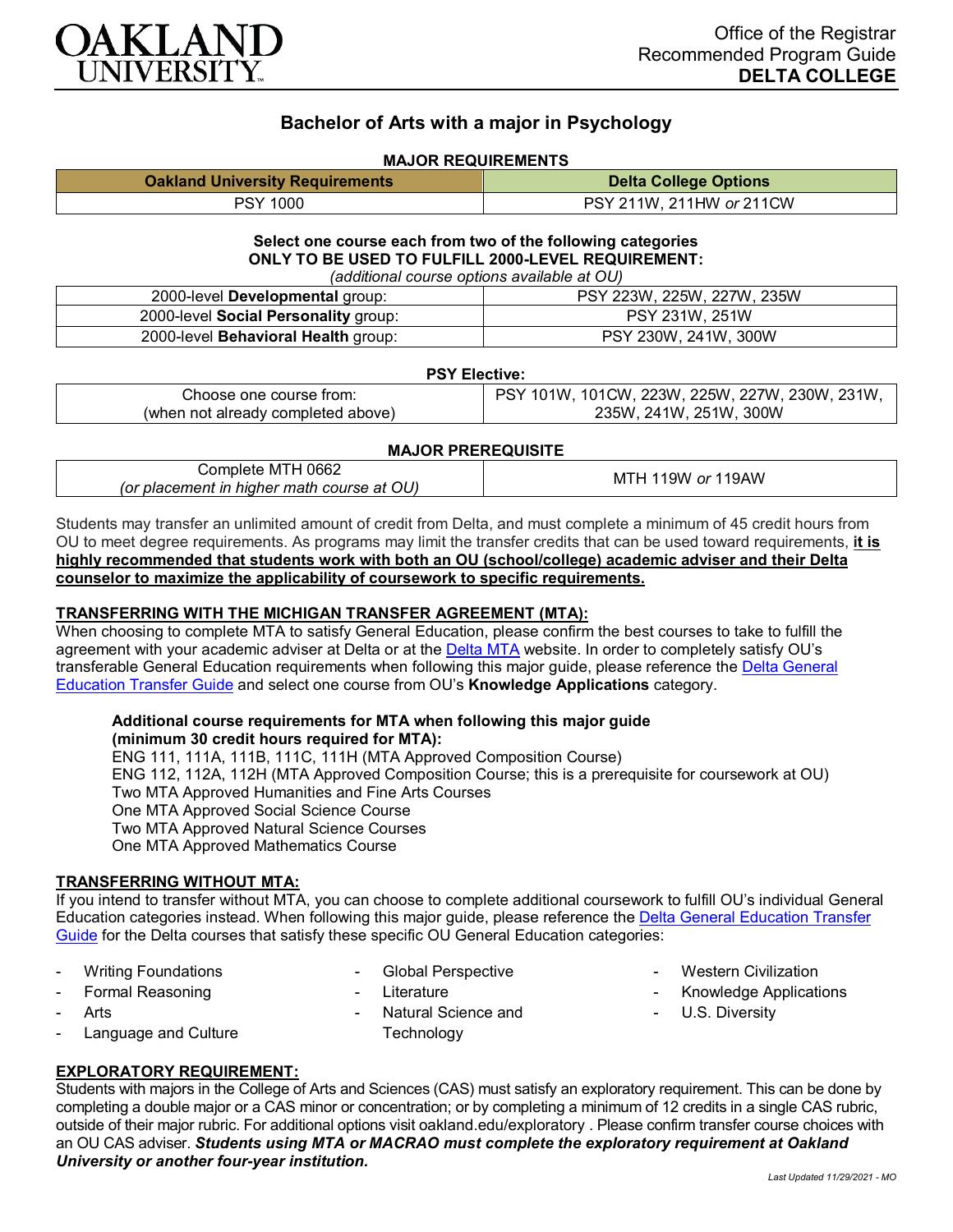Office of the Registrar
Recommended Program Guide
**DELTA COLLEGE**

## Bachelor of Arts with a major in Psychology

### MAJOR REQUIREMENTS

| Oakland University Requirements | Delta College Options |
|---|---|
| PSY 1000 | PSY 211W, 211HW *or* 211CW |

**Select one course each from two of the following categories**
**ONLY TO BE USED TO FULFILL 2000-LEVEL REQUIREMENT:**
*(additional course options available at OU)*

| | |
|---|---|
| 2000-level **Developmental** group: | PSY 223W, 225W, 227W, 235W |
| 2000-level **Social Personality** group: | PSY 231W, 251W |
| 2000-level **Behavioral Health** group: | PSY 230W, 241W, 300W |

**PSY Elective:**

| | |
|---|---|
| Choose one course from: (when not already completed above) | PSY 101W, 101CW, 223W, 225W, 227W, 230W, 231W, 235W, 241W, 251W, 300W |

**MAJOR PREREQUISITE**

| | |
|---|---|
| Complete MTH 0662 *(or placement in higher math course at OU)* | MTH 119W *or* 119AW |

Students may transfer an unlimited amount of credit from Delta, and must complete a minimum of 45 credit hours from OU to meet degree requirements. As programs may limit the transfer credits that can be used toward requirements, **it is highly recommended that students work with both an OU (school/college) academic adviser and their Delta counselor to maximize the applicability of coursework to specific requirements.**

### TRANSFERRING WITH THE MICHIGAN TRANSFER AGREEMENT (MTA):

When choosing to complete MTA to satisfy General Education, please confirm the best courses to take to fulfill the agreement with your academic adviser at Delta or at the Delta MTA website. In order to completely satisfy OU's transferable General Education requirements when following this major guide, please reference the Delta General Education Transfer Guide and select one course from OU's **Knowledge Applications** category.

**Additional course requirements for MTA when following this major guide (minimum 30 credit hours required for MTA):**
ENG 111, 111A, 111B, 111C, 111H (MTA Approved Composition Course)
ENG 112, 112A, 112H (MTA Approved Composition Course; this is a prerequisite for coursework at OU)
Two MTA Approved Humanities and Fine Arts Courses
One MTA Approved Social Science Course
Two MTA Approved Natural Science Courses
One MTA Approved Mathematics Course

### TRANSFERRING WITHOUT MTA:

If you intend to transfer without MTA, you can choose to complete additional coursework to fulfill OU's individual General Education categories instead. When following this major guide, please reference the Delta General Education Transfer Guide for the Delta courses that satisfy these specific OU General Education categories:

- Writing Foundations
- Formal Reasoning
- Arts
- Language and Culture
- Global Perspective
- Literature
- Natural Science and Technology
- Western Civilization
- Knowledge Applications
- U.S. Diversity

### EXPLORATORY REQUIREMENT:

Students with majors in the College of Arts and Sciences (CAS) must satisfy an exploratory requirement. This can be done by completing a double major or a CAS minor or concentration; or by completing a minimum of 12 credits in a single CAS rubric, outside of their major rubric. For additional options visit oakland.edu/exploratory . Please confirm transfer course choices with an OU CAS adviser. ***Students using MTA or MACRAO must complete the exploratory requirement at Oakland University or another four-year institution.***

*Last Updated 11/29/2021 - MO*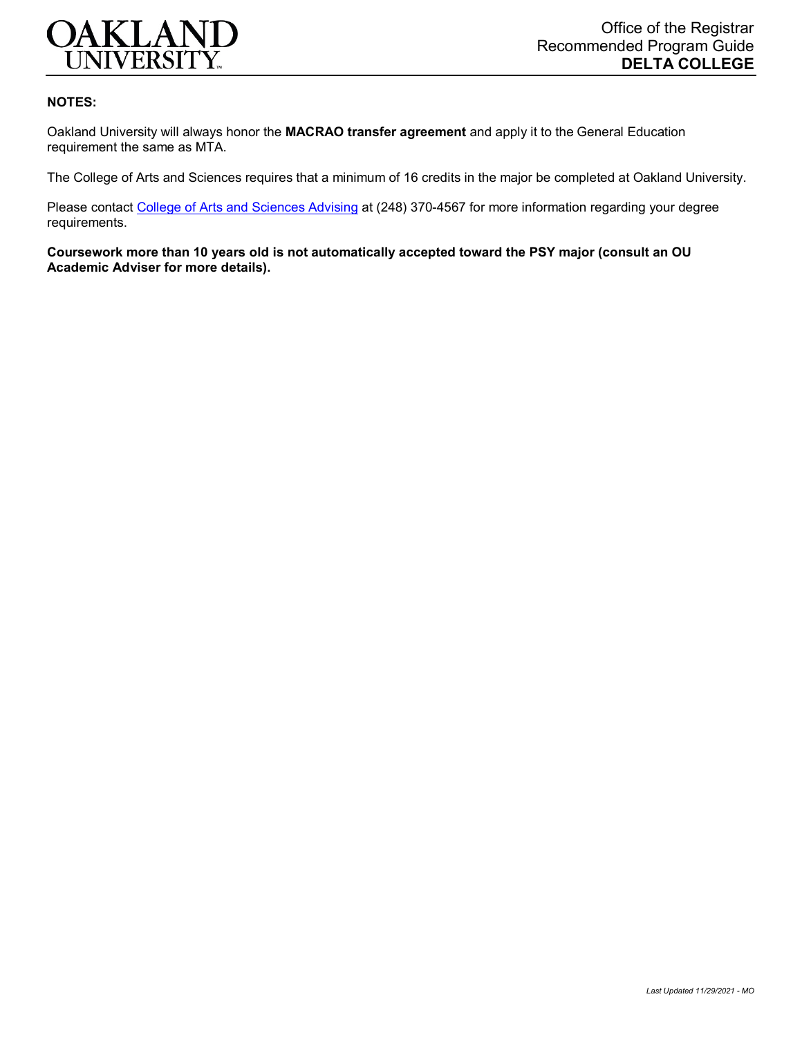**NOTES:**

Oakland University will always honor the **MACRAO transfer agreement** and apply it to the General Education requirement the same as MTA.

The College of Arts and Sciences requires that a minimum of 16 credits in the major be completed at Oakland University.

Please contact College of Arts and Sciences Advising at (248) 370-4567 for more information regarding your degree requirements.

**Coursework more than 10 years old is not automatically accepted toward the PSY major (consult an OU Academic Adviser for more details).**

*Last Updated 11/29/2021 - MO*